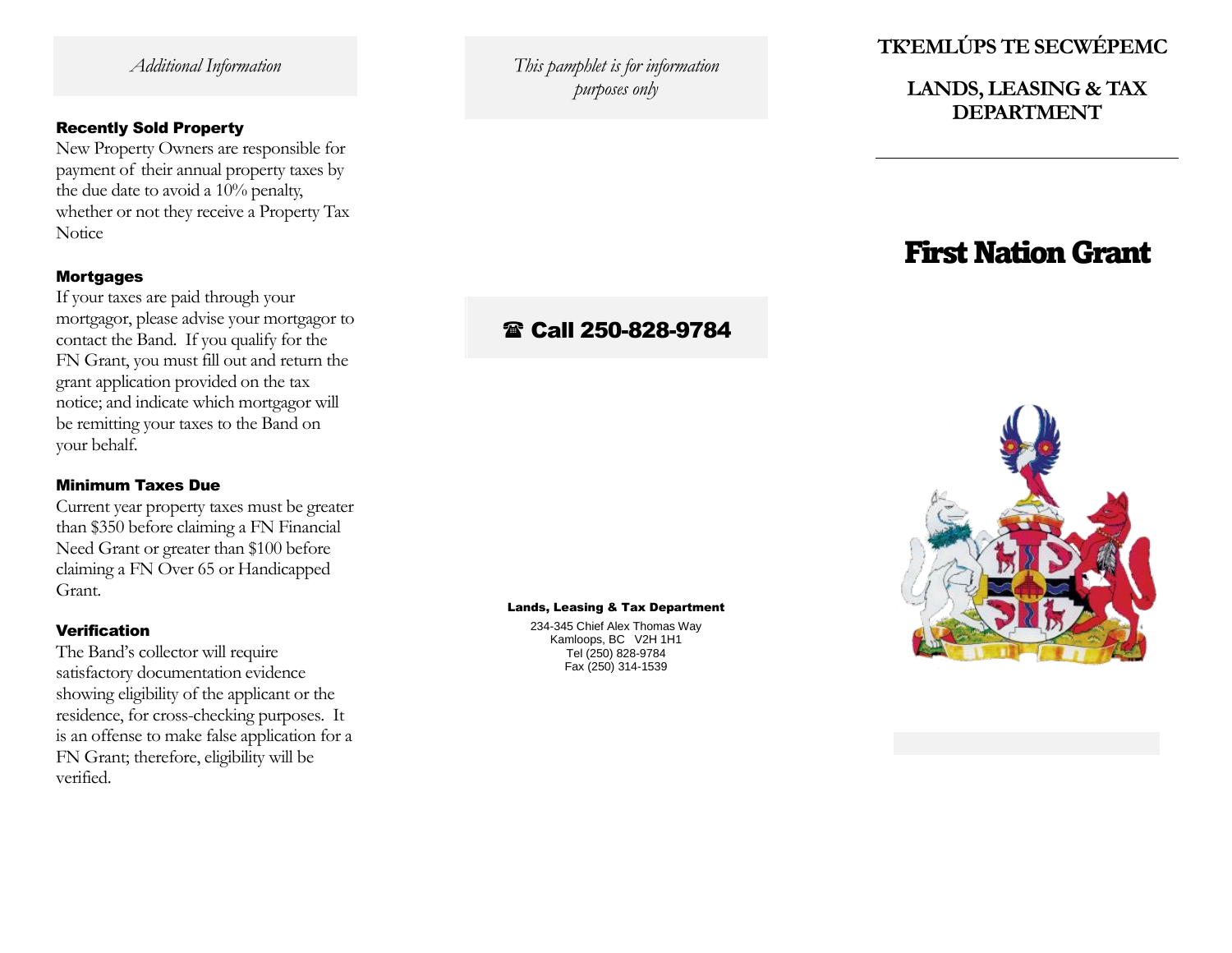*Additional Information*

### Recently Sold Property

New Property Owners are responsible for payment of their annual property taxes by the due date to avoid a 10% penalty, whether or not they receive a Property Tax Notice

### Mortgages

If your taxes are paid through your mortgagor, please advise your mortgagor to contact the Band. If you qualify for the FN Grant, you must fill out and return the grant application provided on the tax notice; and indicate which mortgagor will be remitting your taxes to the Band on your behalf.

### Minimum Taxes Due

Current year property taxes must be greater than $350 before claiming a FN Financial Need Grant or greater than $100 before claiming a FN Over 65 or Handicapped Grant.

### Verification

The Band's collector will require satisfactory documentation evidence showing eligibility of the applicant or the residence, for cross-checking purposes. It is an offense to make false application for a FN Grant; therefore, eligibility will be verified.

*This pamphlet is for information purposes only*

**☎ Call 250-828-9784**

**Lands, Leasing & Tax Department**

234-345 Chief Alex Thomas Way
Kamloops, BC V2H 1H1
Tel (250) 828-9784
Fax (250) 314-1539

## TK'EMLÚPS TE SECWÉPEMC

## LANDS, LEASING & TAX DEPARTMENT

# First Nation Grant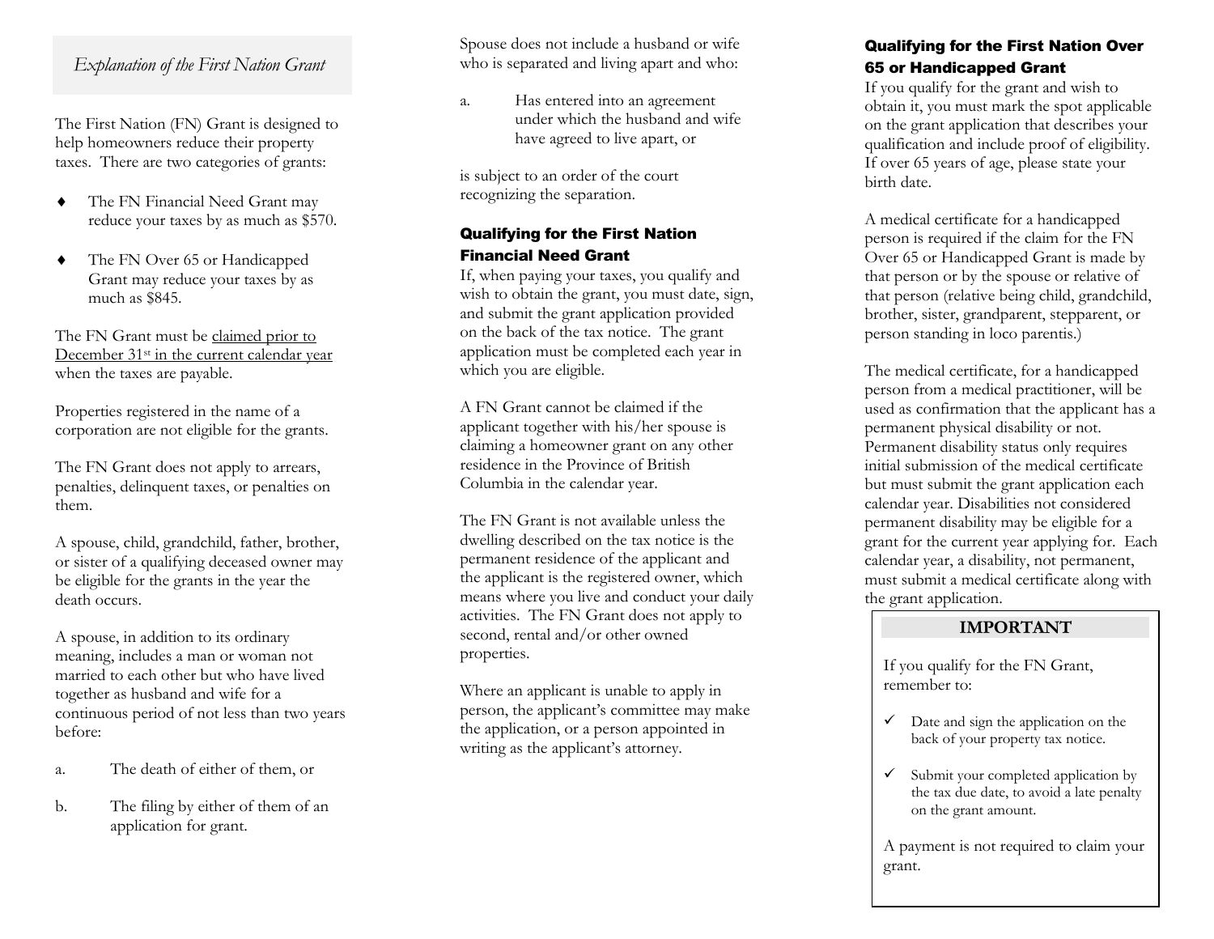## *Explanation of the First Nation Grant*

The First Nation (FN) Grant is designed to help homeowners reduce their property taxes. There are two categories of grants:

- The FN Financial Need Grant may reduce your taxes by as much as $570.
- The FN Over 65 or Handicapped Grant may reduce your taxes by as much as $845.

The FN Grant must be claimed prior to December 31st in the current calendar year when the taxes are payable.

Properties registered in the name of a corporation are not eligible for the grants.

The FN Grant does not apply to arrears, penalties, delinquent taxes, or penalties on them.

A spouse, child, grandchild, father, brother, or sister of a qualifying deceased owner may be eligible for the grants in the year the death occurs.

A spouse, in addition to its ordinary meaning, includes a man or woman not married to each other but who have lived together as husband and wife for a continuous period of not less than two years before:

a. The death of either of them, or

b. The filing by either of them of an application for grant.

Spouse does not include a husband or wife who is separated and living apart and who:

a. Has entered into an agreement under which the husband and wife have agreed to live apart, or

is subject to an order of the court recognizing the separation.

### Qualifying for the First Nation Financial Need Grant

If, when paying your taxes, you qualify and wish to obtain the grant, you must date, sign, and submit the grant application provided on the back of the tax notice. The grant application must be completed each year in which you are eligible.

A FN Grant cannot be claimed if the applicant together with his/her spouse is claiming a homeowner grant on any other residence in the Province of British Columbia in the calendar year.

The FN Grant is not available unless the dwelling described on the tax notice is the permanent residence of the applicant and the applicant is the registered owner, which means where you live and conduct your daily activities. The FN Grant does not apply to second, rental and/or other owned properties.

Where an applicant is unable to apply in person, the applicant's committee may make the application, or a person appointed in writing as the applicant's attorney.

### Qualifying for the First Nation Over 65 or Handicapped Grant

If you qualify for the grant and wish to obtain it, you must mark the spot applicable on the grant application that describes your qualification and include proof of eligibility. If over 65 years of age, please state your birth date.

A medical certificate for a handicapped person is required if the claim for the FN Over 65 or Handicapped Grant is made by that person or by the spouse or relative of that person (relative being child, grandchild, brother, sister, grandparent, stepparent, or person standing in loco parentis.)

The medical certificate, for a handicapped person from a medical practitioner, will be used as confirmation that the applicant has a permanent physical disability or not. Permanent disability status only requires initial submission of the medical certificate but must submit the grant application each calendar year. Disabilities not considered permanent disability may be eligible for a grant for the current year applying for. Each calendar year, a disability, not permanent, must submit a medical certificate along with the grant application.

#### IMPORTANT

If you qualify for the FN Grant, remember to:

- ✓ Date and sign the application on the back of your property tax notice.
- ✓ Submit your completed application by the tax due date, to avoid a late penalty on the grant amount.

A payment is not required to claim your grant.